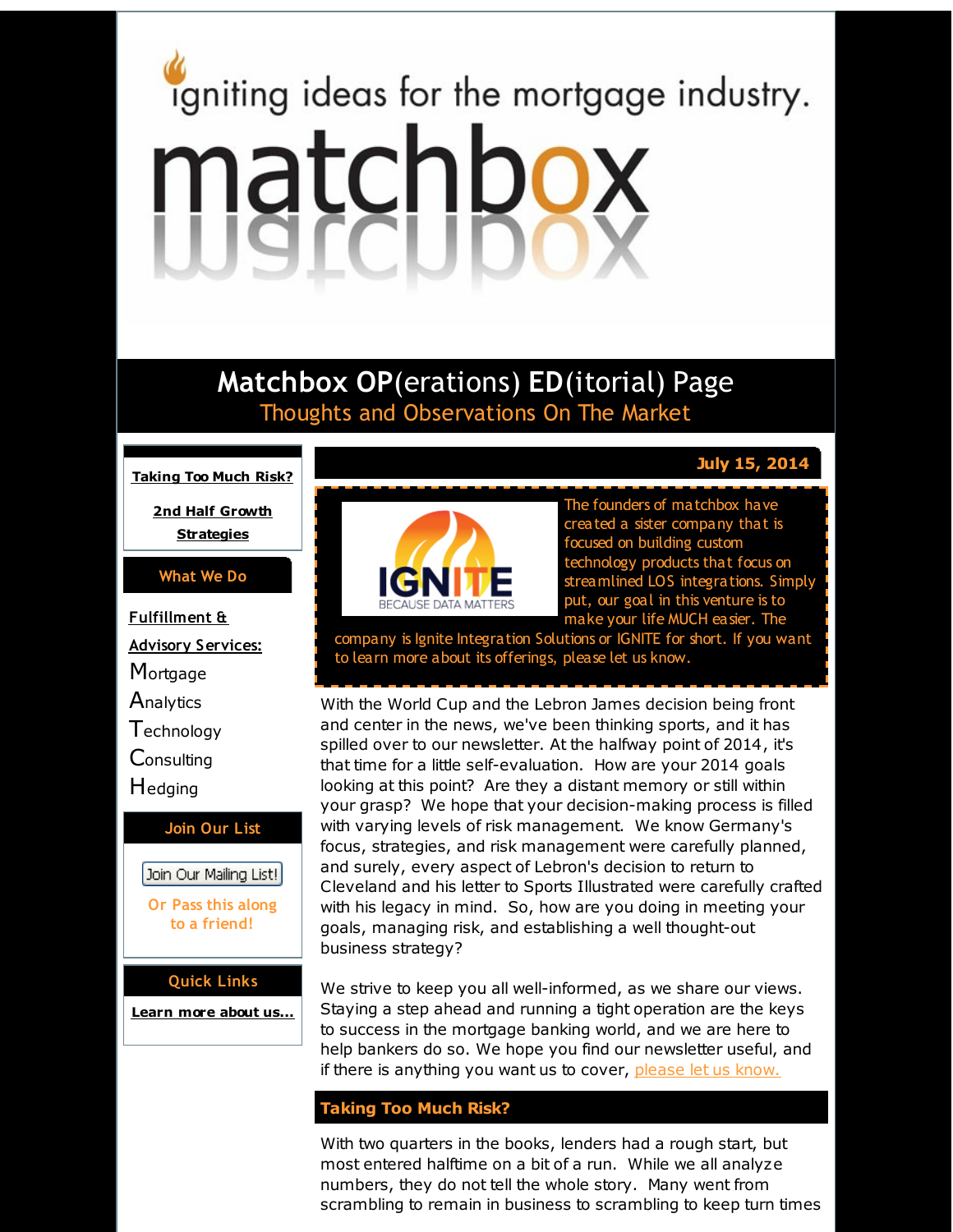igniting ideas for the mortgage industry.

# matchbox

## Matchbox OP(erations) ED(itorial) Page

Thoughts and Observations On The Market

Taking Too Much Risk?

2nd Half Growth Strategies

### What We Do

**Fulfillment & Advisory Services:**

Mortgage
Analytics
Technology
Consulting
Hedging

### Join Our List

Join Our Mailing List!

Or Pass this along to a friend!

### Quick Links

Learn more about us...

**July 15, 2014**

The founders of matchbox have created a sister company that is focused on building custom technology products that focus on streamlined LOS integrations. Simply put, our goal in this venture is to make your life MUCH easier. The company is Ignite Integration Solutions or IGNITE for short. If you want to learn more about its offerings, please let us know.

With the World Cup and the Lebron James decision being front and center in the news, we've been thinking sports, and it has spilled over to our newsletter. At the halfway point of 2014, it's that time for a little self-evaluation. How are your 2014 goals looking at this point? Are they a distant memory or still within your grasp? We hope that your decision-making process is filled with varying levels of risk management. We know Germany's focus, strategies, and risk management were carefully planned, and surely, every aspect of Lebron's decision to return to Cleveland and his letter to Sports Illustrated were carefully crafted with his legacy in mind. So, how are you doing in meeting your goals, managing risk, and establishing a well thought-out business strategy?

We strive to keep you all well-informed, as we share our views. Staying a step ahead and running a tight operation are the keys to success in the mortgage banking world, and we are here to help bankers do so. We hope you find our newsletter useful, and if there is anything you want us to cover, please let us know.

## Taking Too Much Risk?

With two quarters in the books, lenders had a rough start, but most entered halftime on a bit of a run. While we all analyze numbers, they do not tell the whole story. Many went from scrambling to remain in business to scrambling to keep turn times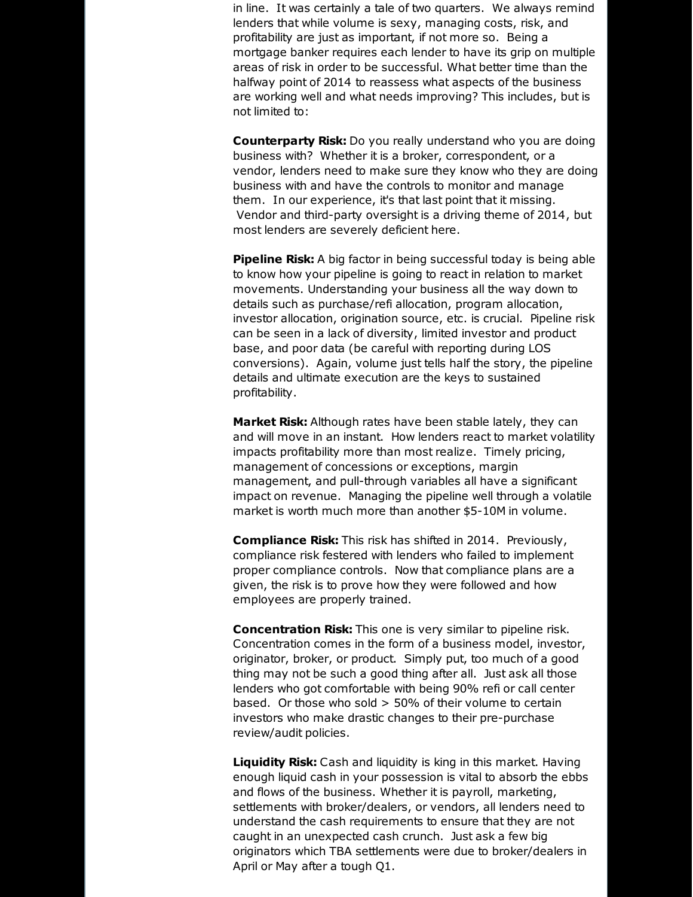in line. It was certainly a tale of two quarters. We always remind lenders that while volume is sexy, managing costs, risk, and profitability are just as important, if not more so. Being a mortgage banker requires each lender to have its grip on multiple areas of risk in order to be successful. What better time than the halfway point of 2014 to reassess what aspects of the business are working well and what needs improving? This includes, but is not limited to:

**Counterparty Risk:** Do you really understand who you are doing business with? Whether it is a broker, correspondent, or a vendor, lenders need to make sure they know who they are doing business with and have the controls to monitor and manage them. In our experience, it's that last point that it missing. Vendor and third-party oversight is a driving theme of 2014, but most lenders are severely deficient here.

**Pipeline Risk:** A big factor in being successful today is being able to know how your pipeline is going to react in relation to market movements. Understanding your business all the way down to details such as purchase/refi allocation, program allocation, investor allocation, origination source, etc. is crucial. Pipeline risk can be seen in a lack of diversity, limited investor and product base, and poor data (be careful with reporting during LOS conversions). Again, volume just tells half the story, the pipeline details and ultimate execution are the keys to sustained profitability.

**Market Risk:** Although rates have been stable lately, they can and will move in an instant. How lenders react to market volatility impacts profitability more than most realize. Timely pricing, management of concessions or exceptions, margin management, and pull-through variables all have a significant impact on revenue. Managing the pipeline well through a volatile market is worth much more than another $5-10M in volume.

**Compliance Risk:** This risk has shifted in 2014. Previously, compliance risk festered with lenders who failed to implement proper compliance controls. Now that compliance plans are a given, the risk is to prove how they were followed and how employees are properly trained.

**Concentration Risk:** This one is very similar to pipeline risk. Concentration comes in the form of a business model, investor, originator, broker, or product. Simply put, too much of a good thing may not be such a good thing after all. Just ask all those lenders who got comfortable with being 90% refi or call center based. Or those who sold > 50% of their volume to certain investors who make drastic changes to their pre-purchase review/audit policies.

**Liquidity Risk:** Cash and liquidity is king in this market. Having enough liquid cash in your possession is vital to absorb the ebbs and flows of the business. Whether it is payroll, marketing, settlements with broker/dealers, or vendors, all lenders need to understand the cash requirements to ensure that they are not caught in an unexpected cash crunch. Just ask a few big originators which TBA settlements were due to broker/dealers in April or May after a tough Q1.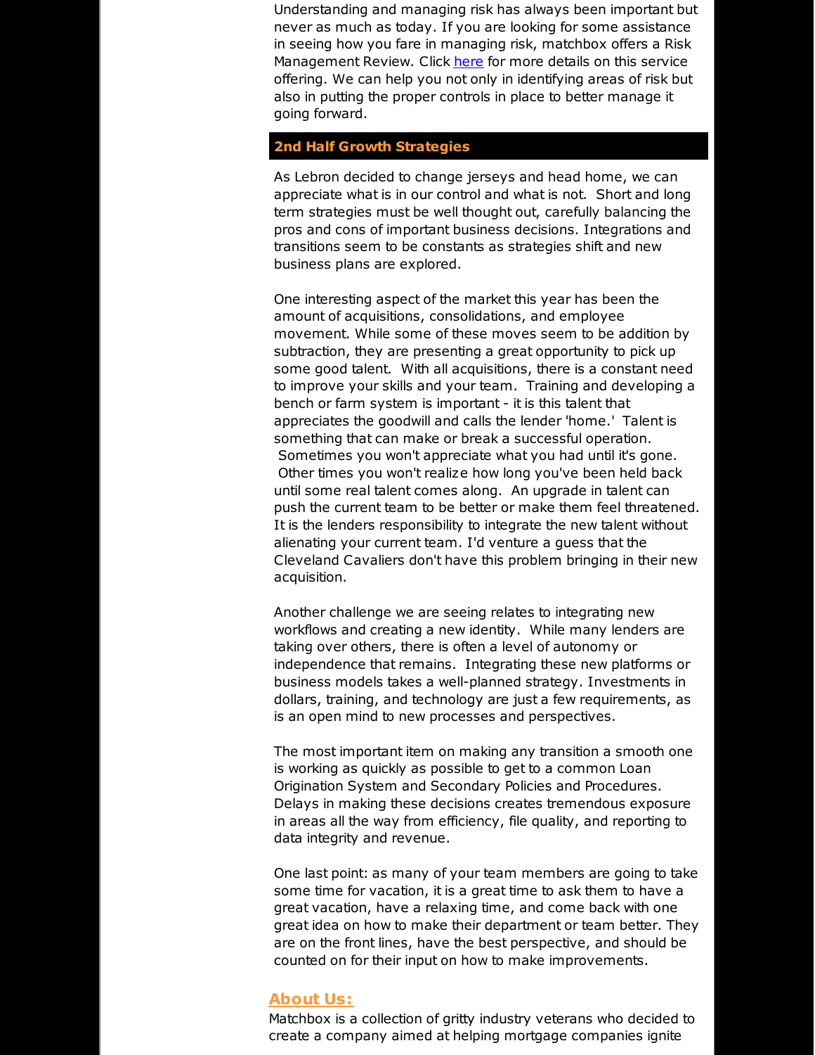Understanding and managing risk has always been important but never as much as today. If you are looking for some assistance in seeing how you fare in managing risk, matchbox offers a Risk Management Review. Click [here]() for more details on this service offering. We can help you not only in identifying areas of risk but also in putting the proper controls in place to better manage it going forward.

## 2nd Half Growth Strategies

As Lebron decided to change jerseys and head home, we can appreciate what is in our control and what is not. Short and long term strategies must be well thought out, carefully balancing the pros and cons of important business decisions. Integrations and transitions seem to be constants as strategies shift and new business plans are explored.

One interesting aspect of the market this year has been the amount of acquisitions, consolidations, and employee movement. While some of these moves seem to be addition by subtraction, they are presenting a great opportunity to pick up some good talent. With all acquisitions, there is a constant need to improve your skills and your team. Training and developing a bench or farm system is important - it is this talent that appreciates the goodwill and calls the lender 'home.' Talent is something that can make or break a successful operation. Sometimes you won't appreciate what you had until it's gone. Other times you won't realize how long you've been held back until some real talent comes along. An upgrade in talent can push the current team to be better or make them feel threatened. It is the lenders responsibility to integrate the new talent without alienating your current team. I'd venture a guess that the Cleveland Cavaliers don't have this problem bringing in their new acquisition.

Another challenge we are seeing relates to integrating new workflows and creating a new identity. While many lenders are taking over others, there is often a level of autonomy or independence that remains. Integrating these new platforms or business models takes a well-planned strategy. Investments in dollars, training, and technology are just a few requirements, as is an open mind to new processes and perspectives.

The most important item on making any transition a smooth one is working as quickly as possible to get to a common Loan Origination System and Secondary Policies and Procedures. Delays in making these decisions creates tremendous exposure in areas all the way from efficiency, file quality, and reporting to data integrity and revenue.

One last point: as many of your team members are going to take some time for vacation, it is a great time to ask them to have a great vacation, have a relaxing time, and come back with one great idea on how to make their department or team better. They are on the front lines, have the best perspective, and should be counted on for their input on how to make improvements.

## About Us:

Matchbox is a collection of gritty industry veterans who decided to create a company aimed at helping mortgage companies ignite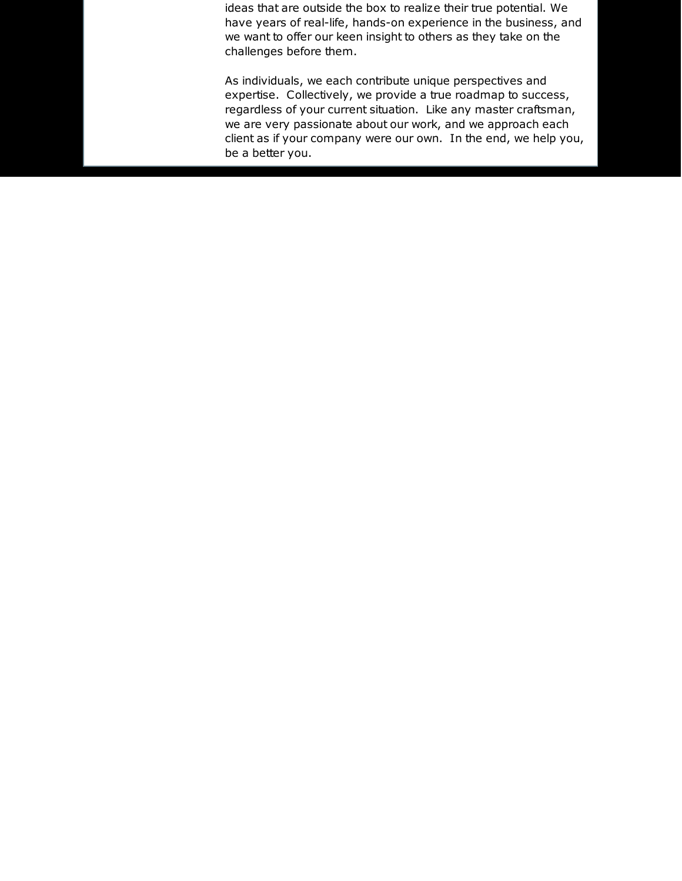ideas that are outside the box to realize their true potential. We have years of real-life, hands-on experience in the business, and we want to offer our keen insight to others as they take on the challenges before them.

As individuals, we each contribute unique perspectives and expertise. Collectively, we provide a true roadmap to success, regardless of your current situation. Like any master craftsman, we are very passionate about our work, and we approach each client as if your company were our own. In the end, we help you, be a better you.